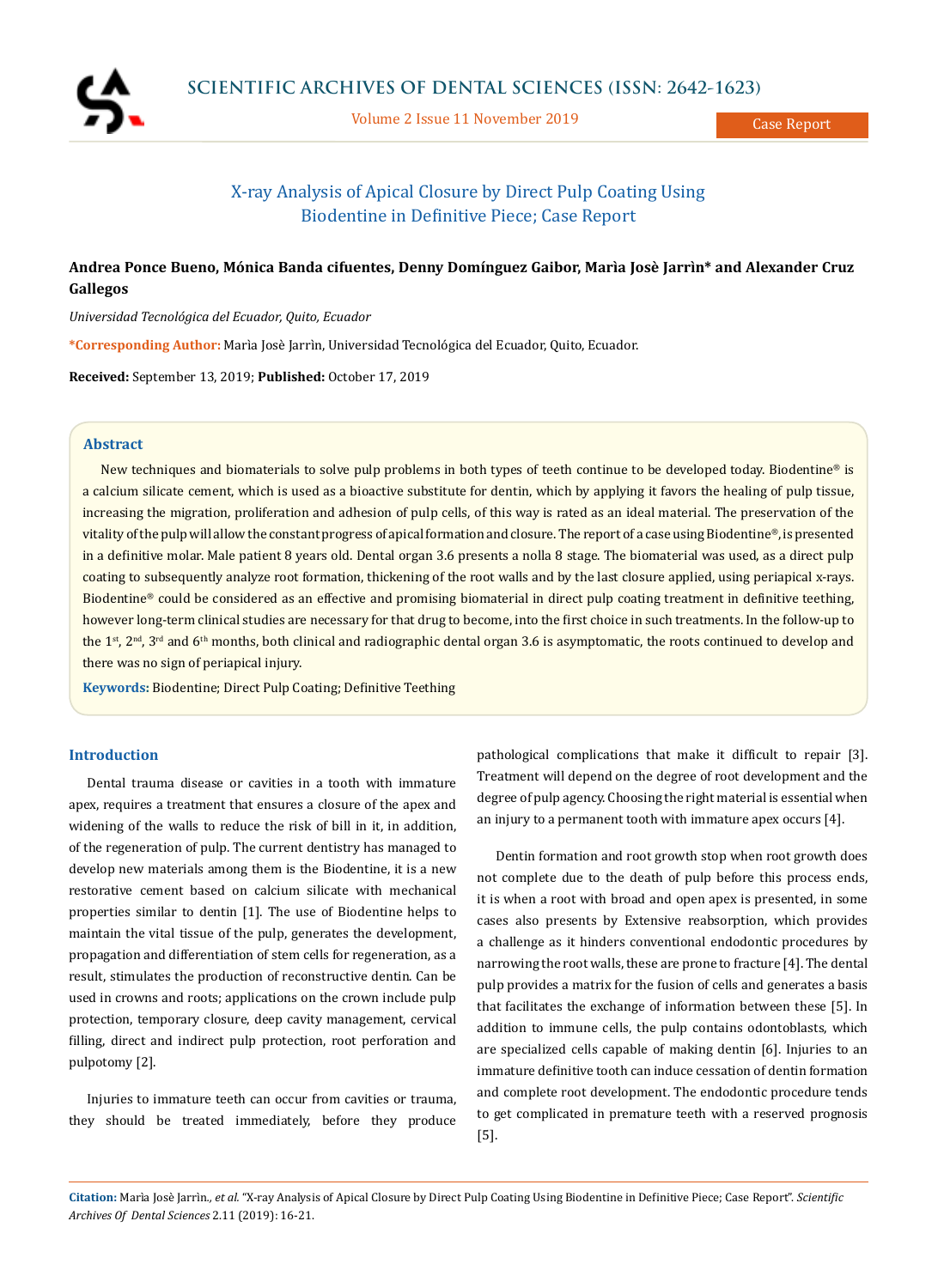# X-ray Analysis of Apical Closure by Direct Pulp Coating Using Biodentine in Definitive Piece; Case Report

**Andrea Ponce Bueno, Mónica Banda cifuentes, Denny Domínguez Gaibor, Marìa Josè Jarrìn\* and Alexander Cruz Gallegos**

*Universidad Tecnológica del Ecuador, Quito, Ecuador*

**\*Corresponding Author:** Marìa Josè Jarrìn, Universidad Tecnológica del Ecuador, Quito, Ecuador.

**Received:** September 13, 2019; **Published:** October 17, 2019

## Abstract

New techniques and biomaterials to solve pulp problems in both types of teeth continue to be developed today. Biodentine® is a calcium silicate cement, which is used as a bioactive substitute for dentin, which by applying it favors the healing of pulp tissue, increasing the migration, proliferation and adhesion of pulp cells, of this way is rated as an ideal material. The preservation of the vitality of the pulp will allow the constant progress of apical formation and closure. The report of a case using Biodentine®, is presented in a definitive molar. Male patient 8 years old. Dental organ 3.6 presents a nolla 8 stage. The biomaterial was used, as a direct pulp coating to subsequently analyze root formation, thickening of the root walls and by the last closure applied, using periapical x-rays. Biodentine® could be considered as an effective and promising biomaterial in direct pulp coating treatment in definitive teething, however long-term clinical studies are necessary for that drug to become, into the first choice in such treatments. In the follow-up to the 1st, 2nd, 3rd and 6th months, both clinical and radiographic dental organ 3.6 is asymptomatic, the roots continued to develop and there was no sign of periapical injury.

**Keywords:** Biodentine; Direct Pulp Coating; Definitive Teething

## Introduction

Dental trauma disease or cavities in a tooth with immature apex, requires a treatment that ensures a closure of the apex and widening of the walls to reduce the risk of bill in it, in addition, of the regeneration of pulp. The current dentistry has managed to develop new materials among them is the Biodentine, it is a new restorative cement based on calcium silicate with mechanical properties similar to dentin [1]. The use of Biodentine helps to maintain the vital tissue of the pulp, generates the development, propagation and differentiation of stem cells for regeneration, as a result, stimulates the production of reconstructive dentin. Can be used in crowns and roots; applications on the crown include pulp protection, temporary closure, deep cavity management, cervical filling, direct and indirect pulp protection, root perforation and pulpotomy [2].

Injuries to immature teeth can occur from cavities or trauma, they should be treated immediately, before they produce pathological complications that make it difficult to repair [3]. Treatment will depend on the degree of root development and the degree of pulp agency. Choosing the right material is essential when an injury to a permanent tooth with immature apex occurs [4].

Dentin formation and root growth stop when root growth does not complete due to the death of pulp before this process ends, it is when a root with broad and open apex is presented, in some cases also presents by Extensive reabsorption, which provides a challenge as it hinders conventional endodontic procedures by narrowing the root walls, these are prone to fracture [4]. The dental pulp provides a matrix for the fusion of cells and generates a basis that facilitates the exchange of information between these [5]. In addition to immune cells, the pulp contains odontoblasts, which are specialized cells capable of making dentin [6]. Injuries to an immature definitive tooth can induce cessation of dentin formation and complete root development. The endodontic procedure tends to get complicated in premature teeth with a reserved prognosis [5].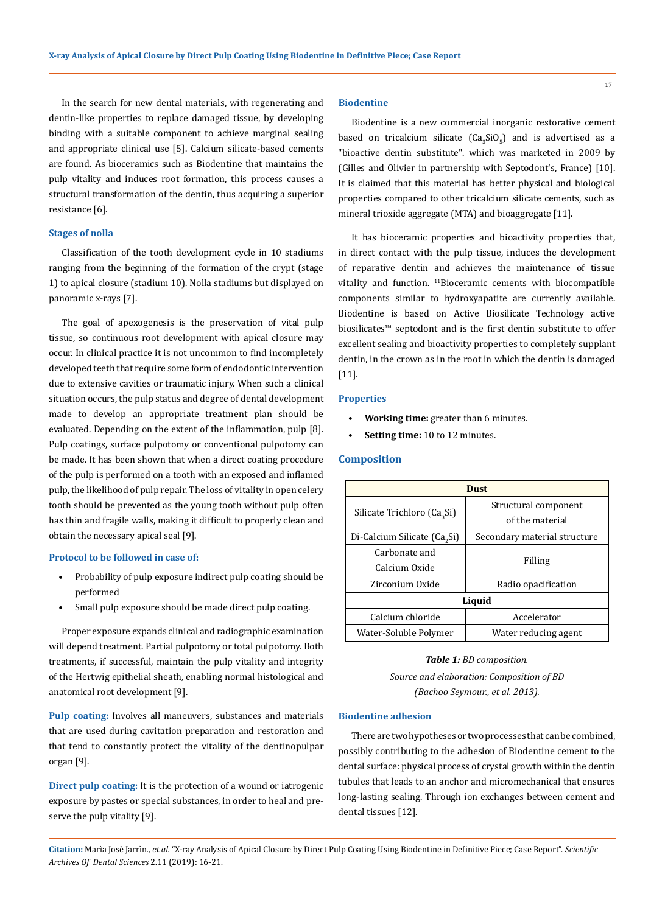In the search for new dental materials, with regenerating and dentin-like properties to replace damaged tissue, by developing binding with a suitable component to achieve marginal sealing and appropriate clinical use [5]. Calcium silicate-based cements are found. As bioceramics such as Biodentine that maintains the pulp vitality and induces root formation, this process causes a structural transformation of the dentin, thus acquiring a superior resistance [6].

### Stages of nolla

Classification of the tooth development cycle in 10 stadiums ranging from the beginning of the formation of the crypt (stage 1) to apical closure (stadium 10). Nolla stadiums but displayed on panoramic x-rays [7].

The goal of apexogenesis is the preservation of vital pulp tissue, so continuous root development with apical closure may occur. In clinical practice it is not uncommon to find incompletely developed teeth that require some form of endodontic intervention due to extensive cavities or traumatic injury. When such a clinical situation occurs, the pulp status and degree of dental development made to develop an appropriate treatment plan should be evaluated. Depending on the extent of the inflammation, pulp [8]. Pulp coatings, surface pulpotomy or conventional pulpotomy can be made. It has been shown that when a direct coating procedure of the pulp is performed on a tooth with an exposed and inflamed pulp, the likelihood of pulp repair. The loss of vitality in open celery tooth should be prevented as the young tooth without pulp often has thin and fragile walls, making it difficult to properly clean and obtain the necessary apical seal [9].

### Protocol to be followed in case of:

- Probability of pulp exposure indirect pulp coating should be performed
- Small pulp exposure should be made direct pulp coating.

Proper exposure expands clinical and radiographic examination will depend treatment. Partial pulpotomy or total pulpotomy. Both treatments, if successful, maintain the pulp vitality and integrity of the Hertwig epithelial sheath, enabling normal histological and anatomical root development [9].

**Pulp coating:** Involves all maneuvers, substances and materials that are used during cavitation preparation and restoration and that tend to constantly protect the vitality of the dentinopulpar organ [9].

**Direct pulp coating:** It is the protection of a wound or iatrogenic exposure by pastes or special substances, in order to heal and preserve the pulp vitality [9].

### Biodentine

Biodentine is a new commercial inorganic restorative cement based on tricalcium silicate ($Ca_3SiO_5$) and is advertised as a "bioactive dentin substitute". which was marketed in 2009 by (Gilles and Olivier in partnership with Septodont's, France) [10]. It is claimed that this material has better physical and biological properties compared to other tricalcium silicate cements, such as mineral trioxide aggregate (MTA) and bioaggregate [11].

It has bioceramic properties and bioactivity properties that, in direct contact with the pulp tissue, induces the development of reparative dentin and achieves the maintenance of tissue vitality and function. [11]Bioceramic cements with biocompatible components similar to hydroxyapatite are currently available. Biodentine is based on Active Biosilicate Technology active biosilicates™ septodont and is the first dentin substitute to offer excellent sealing and bioactivity properties to completely supplant dentin, in the crown as in the root in which the dentin is damaged [11].

### Properties

- **Working time:** greater than 6 minutes.
- **Setting time:** 10 to 12 minutes.

### Composition

| Dust | |
|---|---|
| Silicate Trichloro ($Ca_3Si$) | Structural component of the material |
| Di-Calcium Silicate ($Ca_2Si$) | Secondary material structure |
| Carbonate and Calcium Oxide | Filling |
| Zirconium Oxide | Radio opacification |
| **Liquid** | |
| Calcium chloride | Accelerator |
| Water-Soluble Polymer | Water reducing agent |

***Table 1:*** *BD composition.*

*Source and elaboration: Composition of BD (Bachoo Seymour., et al. 2013).*

### Biodentine adhesion

There are two hypotheses or two processes that can be combined, possibly contributing to the adhesion of Biodentine cement to the dental surface: physical process of crystal growth within the dentin tubules that leads to an anchor and micromechanical that ensures long-lasting sealing. Through ion exchanges between cement and dental tissues [12].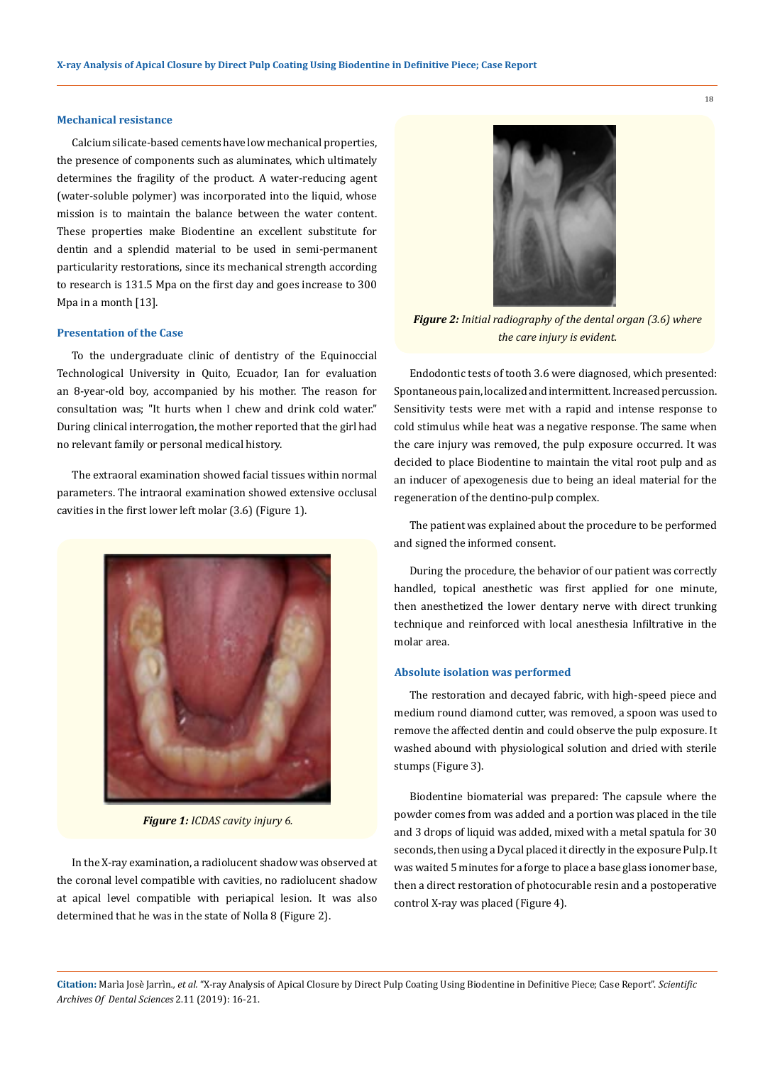### Mechanical resistance

Calcium silicate-based cements have low mechanical properties, the presence of components such as aluminates, which ultimately determines the fragility of the product. A water-reducing agent (water-soluble polymer) was incorporated into the liquid, whose mission is to maintain the balance between the water content. These properties make Biodentine an excellent substitute for dentin and a splendid material to be used in semi-permanent particularity restorations, since its mechanical strength according to research is 131.5 Mpa on the first day and goes increase to 300 Mpa in a month [13].

### Presentation of the Case

To the undergraduate clinic of dentistry of the Equinoccial Technological University in Quito, Ecuador, Ian for evaluation an 8-year-old boy, accompanied by his mother. The reason for consultation was; "It hurts when I chew and drink cold water." During clinical interrogation, the mother reported that the girl had no relevant family or personal medical history.

The extraoral examination showed facial tissues within normal parameters. The intraoral examination showed extensive occlusal cavities in the first lower left molar (3.6) (Figure 1).

***Figure 1:*** *ICDAS cavity injury 6.*

In the X-ray examination, a radiolucent shadow was observed at the coronal level compatible with cavities, no radiolucent shadow at apical level compatible with periapical lesion. It was also determined that he was in the state of Nolla 8 (Figure 2).

***Figure 2:*** *Initial radiography of the dental organ (3.6) where the care injury is evident.*

Endodontic tests of tooth 3.6 were diagnosed, which presented: Spontaneous pain, localized and intermittent. Increased percussion. Sensitivity tests were met with a rapid and intense response to cold stimulus while heat was a negative response. The same when the care injury was removed, the pulp exposure occurred. It was decided to place Biodentine to maintain the vital root pulp and as an inducer of apexogenesis due to being an ideal material for the regeneration of the dentino-pulp complex.

The patient was explained about the procedure to be performed and signed the informed consent.

During the procedure, the behavior of our patient was correctly handled, topical anesthetic was first applied for one minute, then anesthetized the lower dentary nerve with direct trunking technique and reinforced with local anesthesia Infiltrative in the molar area.

### Absolute isolation was performed

The restoration and decayed fabric, with high-speed piece and medium round diamond cutter, was removed, a spoon was used to remove the affected dentin and could observe the pulp exposure. It washed abound with physiological solution and dried with sterile stumps (Figure 3).

Biodentine biomaterial was prepared: The capsule where the powder comes from was added and a portion was placed in the tile and 3 drops of liquid was added, mixed with a metal spatula for 30 seconds, then using a Dycal placed it directly in the exposure Pulp. It was waited 5 minutes for a forge to place a base glass ionomer base, then a direct restoration of photocurable resin and a postoperative control X-ray was placed (Figure 4).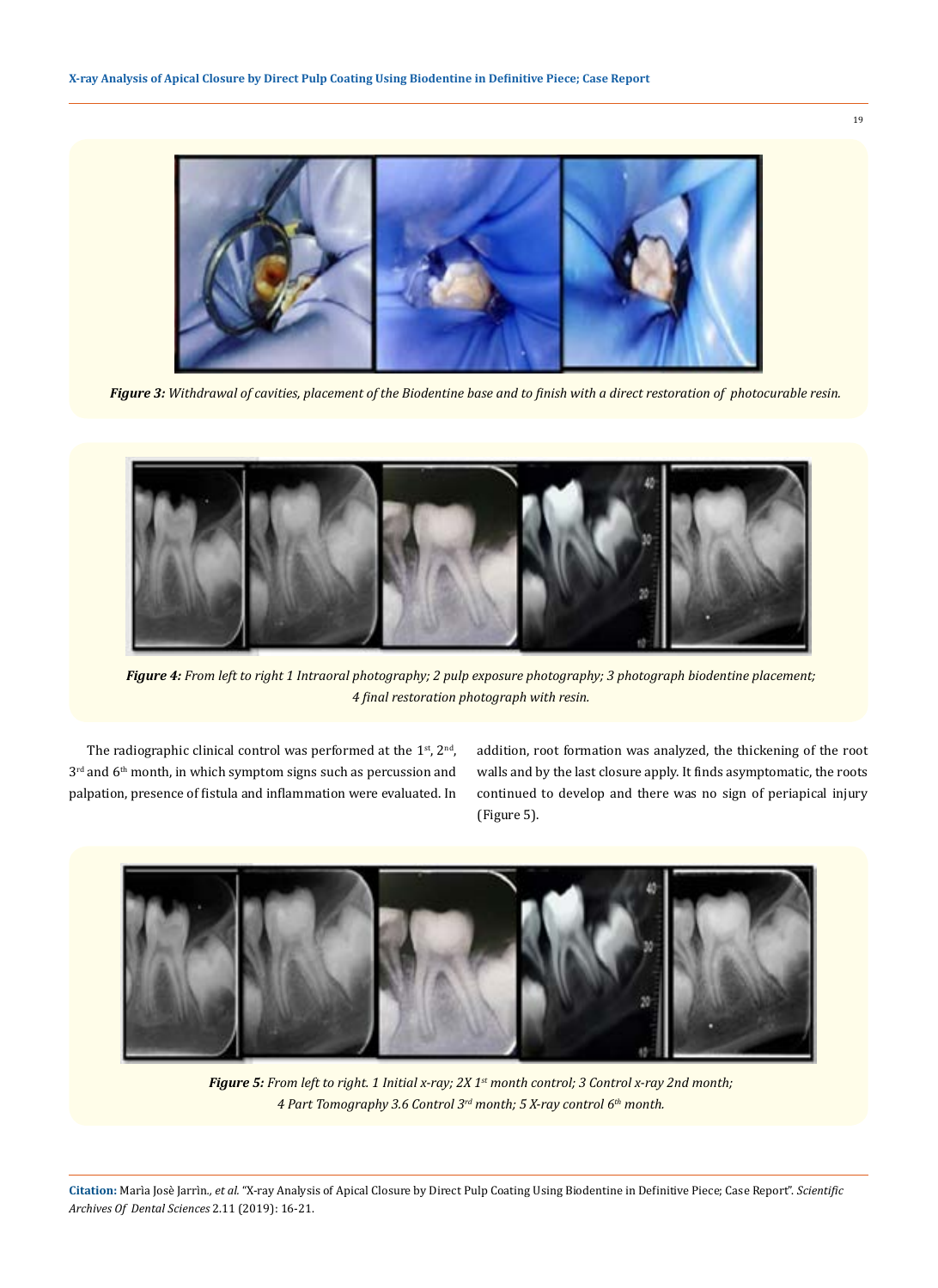*Figure 3: Withdrawal of cavities, placement of the Biodentine base and to finish with a direct restoration of photocurable resin.*

*Figure 4: From left to right 1 Intraoral photography; 2 pulp exposure photography; 3 photograph biodentine placement; 4 final restoration photograph with resin.*

The radiographic clinical control was performed at the 1st, 2nd, 3rd and 6th month, in which symptom signs such as percussion and palpation, presence of fistula and inflammation were evaluated. In addition, root formation was analyzed, the thickening of the root walls and by the last closure apply. It finds asymptomatic, the roots continued to develop and there was no sign of periapical injury (Figure 5).

*Figure 5: From left to right. 1 Initial x-ray; 2X 1st month control; 3 Control x-ray 2nd month; 4 Part Tomography 3.6 Control 3rd month; 5 X-ray control 6th month.*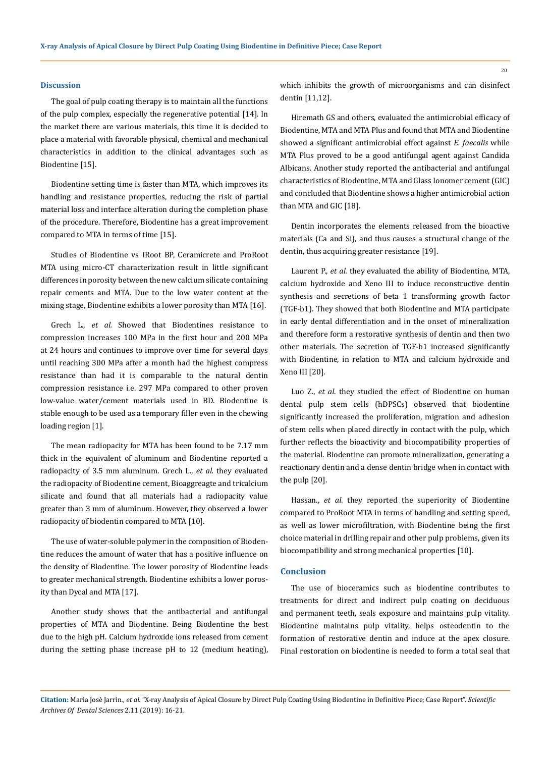## Discussion

The goal of pulp coating therapy is to maintain all the functions of the pulp complex, especially the regenerative potential [14]. In the market there are various materials, this time it is decided to place a material with favorable physical, chemical and mechanical characteristics in addition to the clinical advantages such as Biodentine [15].

Biodentine setting time is faster than MTA, which improves its handling and resistance properties, reducing the risk of partial material loss and interface alteration during the completion phase of the procedure. Therefore, Biodentine has a great improvement compared to MTA in terms of time [15].

Studies of Biodentine vs IRoot BP, Ceramicrete and ProRoot MTA using micro-CT characterization result in little significant differences in porosity between the new calcium silicate containing repair cements and MTA. Due to the low water content at the mixing stage, Biodentine exhibits a lower porosity than MTA [16].

Grech L., *et al.* Showed that Biodentines resistance to compression increases 100 MPa in the first hour and 200 MPa at 24 hours and continues to improve over time for several days until reaching 300 MPa after a month had the highest compress resistance than had it is comparable to the natural dentin compression resistance i.e. 297 MPa compared to other proven low-value water/cement materials used in BD. Biodentine is stable enough to be used as a temporary filler even in the chewing loading region [1].

The mean radiopacity for MTA has been found to be 7.17 mm thick in the equivalent of aluminum and Biodentine reported a radiopacity of 3.5 mm aluminum. Grech L., *et al.* they evaluated the radiopacity of Biodentine cement, Bioaggreagte and tricalcium silicate and found that all materials had a radiopacity value greater than 3 mm of aluminum. However, they observed a lower radiopacity of biodentin compared to MTA [10].

The use of water-soluble polymer in the composition of Biodentine reduces the amount of water that has a positive influence on the density of Biodentine. The lower porosity of Biodentine leads to greater mechanical strength. Biodentine exhibits a lower porosity than Dycal and MTA [17].

Another study shows that the antibacterial and antifungal properties of MTA and Biodentine. Being Biodentine the best due to the high pH. Calcium hydroxide ions released from cement during the setting phase increase pH to 12 (medium heating), which inhibits the growth of microorganisms and can disinfect dentin [11,12].

Hiremath GS and others, evaluated the antimicrobial efficacy of Biodentine, MTA and MTA Plus and found that MTA and Biodentine showed a significant antimicrobial effect against *E. faecalis* while MTA Plus proved to be a good antifungal agent against Candida Albicans. Another study reported the antibacterial and antifungal characteristics of Biodentine, MTA and Glass Ionomer cement (GIC) and concluded that Biodentine shows a higher antimicrobial action than MTA and GIC [18].

Dentin incorporates the elements released from the bioactive materials (Ca and Si), and thus causes a structural change of the dentin, thus acquiring greater resistance [19].

Laurent P., *et al.* they evaluated the ability of Biodentine, MTA, calcium hydroxide and Xeno III to induce reconstructive dentin synthesis and secretions of beta 1 transforming growth factor (TGF-b1). They showed that both Biodentine and MTA participate in early dental differentiation and in the onset of mineralization and therefore form a restorative synthesis of dentin and then two other materials. The secretion of TGF-b1 increased significantly with Biodentine, in relation to MTA and calcium hydroxide and Xeno III [20].

Luo Z., *et al.* they studied the effect of Biodentine on human dental pulp stem cells (hDPSCs) observed that biodentine significantly increased the proliferation, migration and adhesion of stem cells when placed directly in contact with the pulp, which further reflects the bioactivity and biocompatibility properties of the material. Biodentine can promote mineralization, generating a reactionary dentin and a dense dentin bridge when in contact with the pulp [20].

Hassan., *et al.* they reported the superiority of Biodentine compared to ProRoot MTA in terms of handling and setting speed, as well as lower microfiltration, with Biodentine being the first choice material in drilling repair and other pulp problems, given its biocompatibility and strong mechanical properties [10].

## Conclusion

The use of bioceramics such as biodentine contributes to treatments for direct and indirect pulp coating on deciduous and permanent teeth, seals exposure and maintains pulp vitality. Biodentine maintains pulp vitality, helps osteodentin to the formation of restorative dentin and induce at the apex closure. Final restoration on biodentine is needed to form a total seal that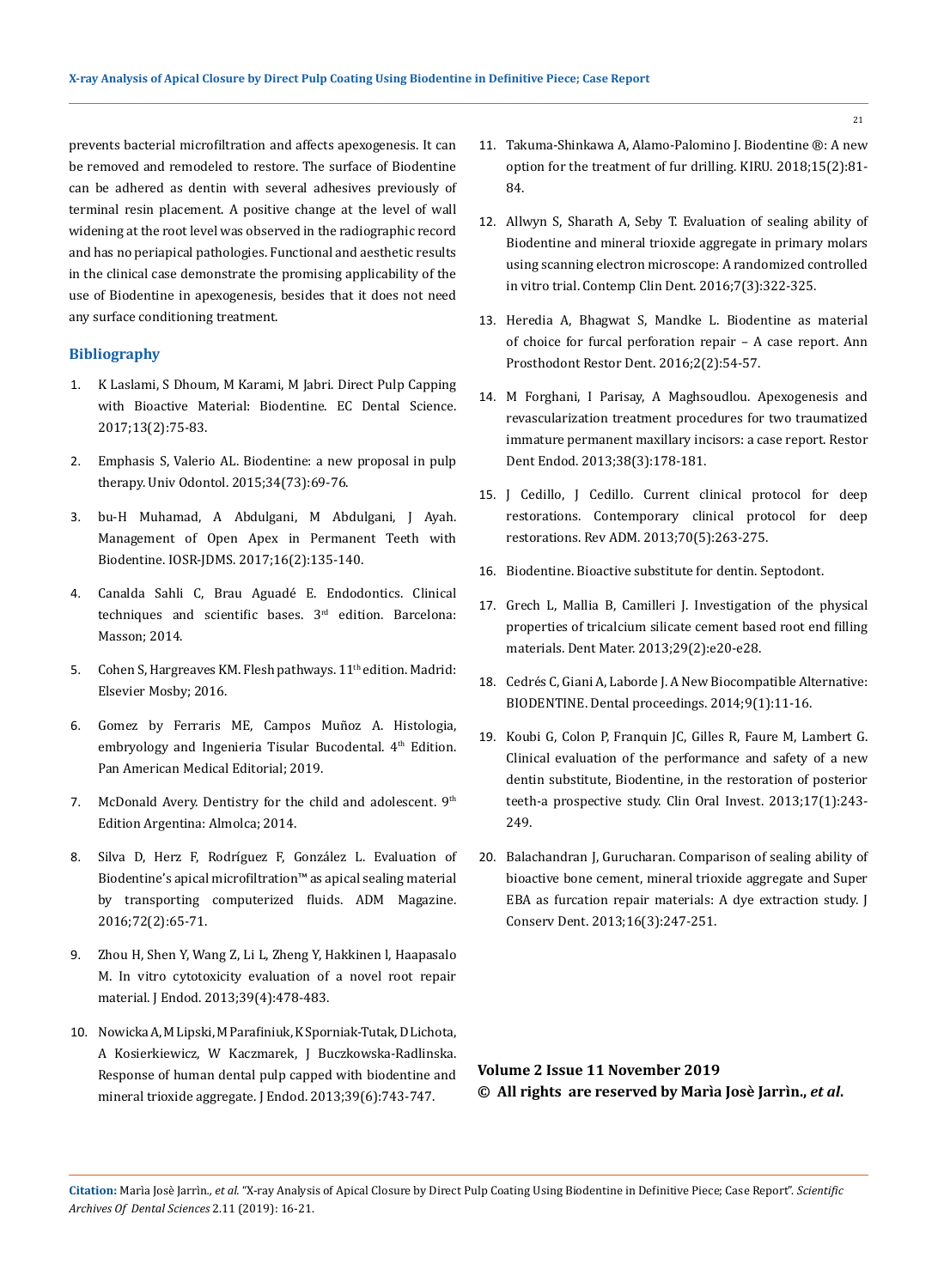prevents bacterial microfiltration and affects apexogenesis. It can be removed and remodeled to restore. The surface of Biodentine can be adhered as dentin with several adhesives previously of terminal resin placement. A positive change at the level of wall widening at the root level was observed in the radiographic record and has no periapical pathologies. Functional and aesthetic results in the clinical case demonstrate the promising applicability of the use of Biodentine in apexogenesis, besides that it does not need any surface conditioning treatment.

## Bibliography

1. K Laslami, S Dhoum, M Karami, M Jabri. Direct Pulp Capping with Bioactive Material: Biodentine. EC Dental Science. 2017;13(2):75-83.
2. Emphasis S, Valerio AL. Biodentine: a new proposal in pulp therapy. Univ Odontol. 2015;34(73):69-76.
3. bu-H Muhamad, A Abdulgani, M Abdulgani, J Ayah. Management of Open Apex in Permanent Teeth with Biodentine. IOSR-JDMS. 2017;16(2):135-140.
4. Canalda Sahli C, Brau Aguadé E. Endodontics. Clinical techniques and scientific bases. 3rd edition. Barcelona: Masson; 2014.
5. Cohen S, Hargreaves KM. Flesh pathways. 11th edition. Madrid: Elsevier Mosby; 2016.
6. Gomez by Ferraris ME, Campos Muñoz A. Histologia, embryology and Ingenieria Tisular Bucodental. 4th Edition. Pan American Medical Editorial; 2019.
7. McDonald Avery. Dentistry for the child and adolescent. 9th Edition Argentina: Almolca; 2014.
8. Silva D, Herz F, Rodríguez F, González L. Evaluation of Biodentine's apical microfiltration™ as apical sealing material by transporting computerized fluids. ADM Magazine. 2016;72(2):65-71.
9. Zhou H, Shen Y, Wang Z, Li L, Zheng Y, Hakkinen l, Haapasalo M. In vitro cytotoxicity evaluation of a novel root repair material. J Endod. 2013;39(4):478-483.
10. Nowicka A, M Lipski, M Parafiniuk, K Sporniak-Tutak, D Lichota, A Kosierkiewicz, W Kaczmarek, J Buczkowska-Radlinska. Response of human dental pulp capped with biodentine and mineral trioxide aggregate. J Endod. 2013;39(6):743-747.
11. Takuma-Shinkawa A, Alamo-Palomino J. Biodentine ®: A new option for the treatment of fur drilling. KIRU. 2018;15(2):81-84.
12. Allwyn S, Sharath A, Seby T. Evaluation of sealing ability of Biodentine and mineral trioxide aggregate in primary molars using scanning electron microscope: A randomized controlled in vitro trial. Contemp Clin Dent. 2016;7(3):322-325.
13. Heredia A, Bhagwat S, Mandke L. Biodentine as material of choice for furcal perforation repair – A case report. Ann Prosthodont Restor Dent. 2016;2(2):54-57.
14. M Forghani, I Parisay, A Maghsoudlou. Apexogenesis and revascularization treatment procedures for two traumatized immature permanent maxillary incisors: a case report. Restor Dent Endod. 2013;38(3):178-181.
15. J Cedillo, J Cedillo. Current clinical protocol for deep restorations. Contemporary clinical protocol for deep restorations. Rev ADM. 2013;70(5):263-275.
16. Biodentine. Bioactive substitute for dentin. Septodont.
17. Grech L, Mallia B, Camilleri J. Investigation of the physical properties of tricalcium silicate cement based root end filling materials. Dent Mater. 2013;29(2):e20-e28.
18. Cedrés C, Giani A, Laborde J. A New Biocompatible Alternative: BIODENTINE. Dental proceedings. 2014;9(1):11-16.
19. Koubi G, Colon P, Franquin JC, Gilles R, Faure M, Lambert G. Clinical evaluation of the performance and safety of a new dentin substitute, Biodentine, in the restoration of posterior teeth-a prospective study. Clin Oral Invest. 2013;17(1):243-249.
20. Balachandran J, Gurucharan. Comparison of sealing ability of bioactive bone cement, mineral trioxide aggregate and Super EBA as furcation repair materials: A dye extraction study. J Conserv Dent. 2013;16(3):247-251.

**Volume 2 Issue 11 November 2019**
**© All rights are reserved by Marìa Josè Jarrìn.,** ***et al.***